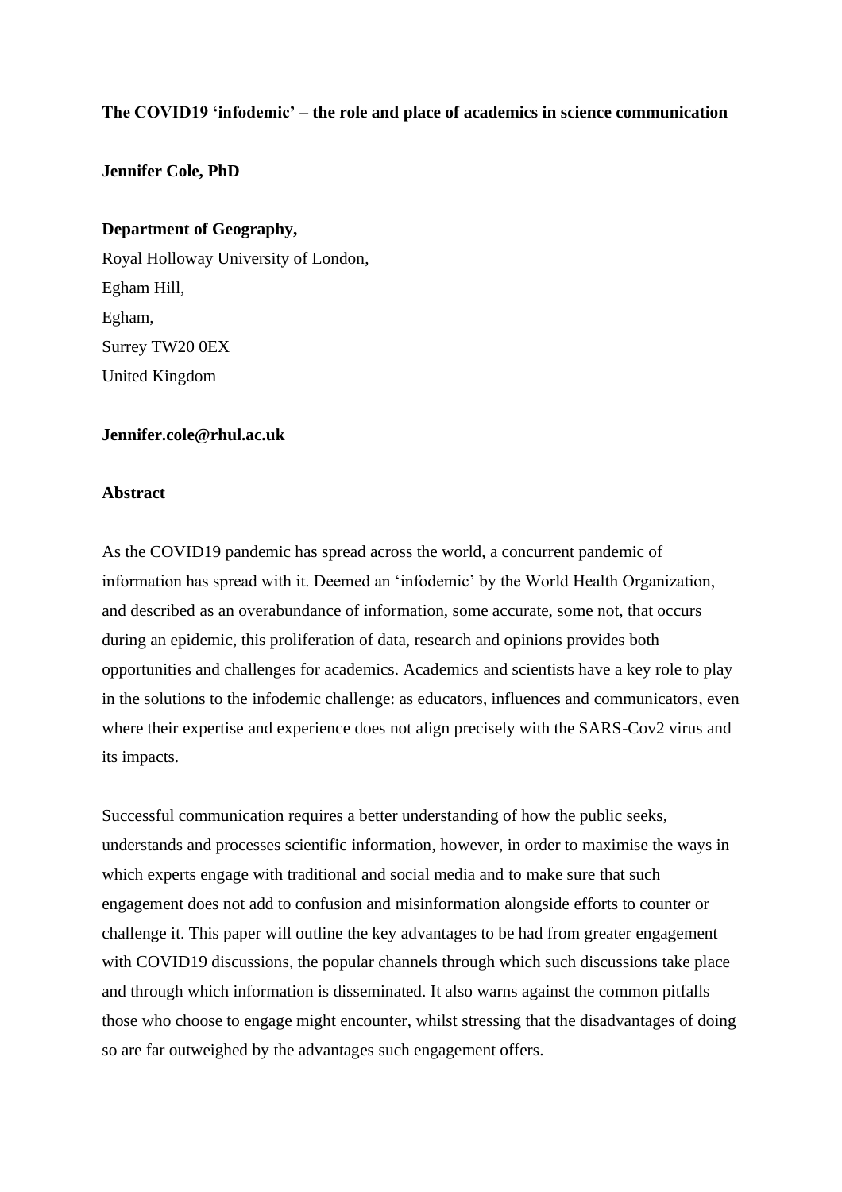**The COVID19 'infodemic' – the role and place of academics in science communication**

**Jennifer Cole, PhD**

**Department of Geography,**
Royal Holloway University of London,
Egham Hill,
Egham,
Surrey TW20 0EX
United Kingdom

**Jennifer.cole@rhul.ac.uk**

**Abstract**

As the COVID19 pandemic has spread across the world, a concurrent pandemic of information has spread with it. Deemed an 'infodemic' by the World Health Organization, and described as an overabundance of information, some accurate, some not, that occurs during an epidemic, this proliferation of data, research and opinions provides both opportunities and challenges for academics. Academics and scientists have a key role to play in the solutions to the infodemic challenge: as educators, influences and communicators, even where their expertise and experience does not align precisely with the SARS-Cov2 virus and its impacts.

Successful communication requires a better understanding of how the public seeks, understands and processes scientific information, however, in order to maximise the ways in which experts engage with traditional and social media and to make sure that such engagement does not add to confusion and misinformation alongside efforts to counter or challenge it. This paper will outline the key advantages to be had from greater engagement with COVID19 discussions, the popular channels through which such discussions take place and through which information is disseminated. It also warns against the common pitfalls those who choose to engage might encounter, whilst stressing that the disadvantages of doing so are far outweighed by the advantages such engagement offers.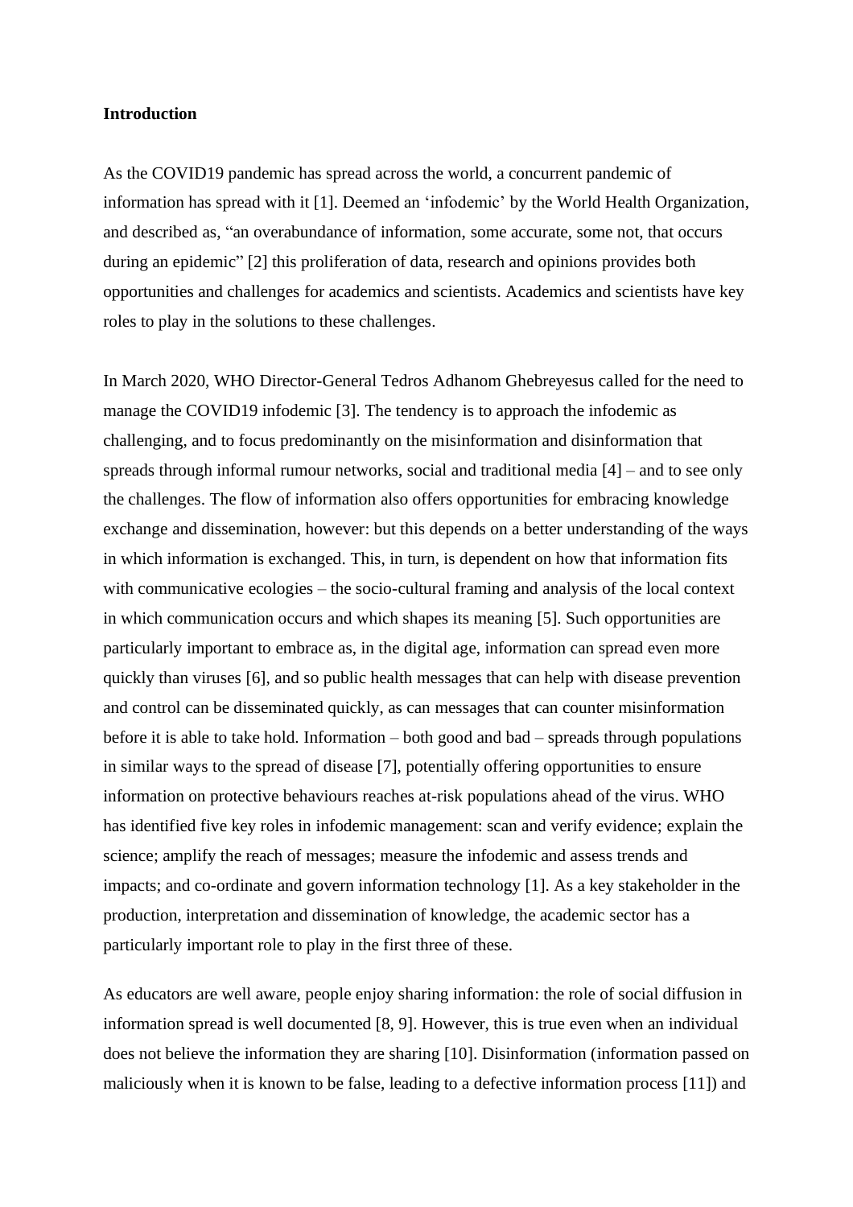**Introduction**

As the COVID19 pandemic has spread across the world, a concurrent pandemic of information has spread with it [1]. Deemed an 'infodemic' by the World Health Organization, and described as, "an overabundance of information, some accurate, some not, that occurs during an epidemic" [2] this proliferation of data, research and opinions provides both opportunities and challenges for academics and scientists. Academics and scientists have key roles to play in the solutions to these challenges.

In March 2020, WHO Director-General Tedros Adhanom Ghebreyesus called for the need to manage the COVID19 infodemic [3]. The tendency is to approach the infodemic as challenging, and to focus predominantly on the misinformation and disinformation that spreads through informal rumour networks, social and traditional media [4] – and to see only the challenges. The flow of information also offers opportunities for embracing knowledge exchange and dissemination, however: but this depends on a better understanding of the ways in which information is exchanged. This, in turn, is dependent on how that information fits with communicative ecologies – the socio-cultural framing and analysis of the local context in which communication occurs and which shapes its meaning [5]. Such opportunities are particularly important to embrace as, in the digital age, information can spread even more quickly than viruses [6], and so public health messages that can help with disease prevention and control can be disseminated quickly, as can messages that can counter misinformation before it is able to take hold. Information – both good and bad – spreads through populations in similar ways to the spread of disease [7], potentially offering opportunities to ensure information on protective behaviours reaches at-risk populations ahead of the virus. WHO has identified five key roles in infodemic management: scan and verify evidence; explain the science; amplify the reach of messages; measure the infodemic and assess trends and impacts; and co-ordinate and govern information technology [1]. As a key stakeholder in the production, interpretation and dissemination of knowledge, the academic sector has a particularly important role to play in the first three of these.

As educators are well aware, people enjoy sharing information: the role of social diffusion in information spread is well documented [8, 9]. However, this is true even when an individual does not believe the information they are sharing [10]. Disinformation (information passed on maliciously when it is known to be false, leading to a defective information process [11]) and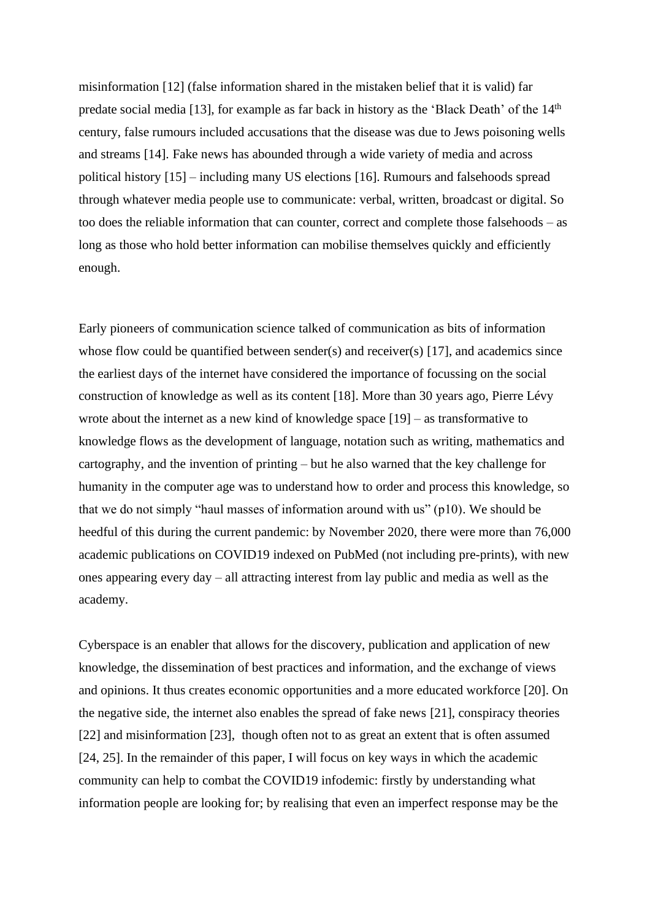misinformation [12] (false information shared in the mistaken belief that it is valid) far predate social media [13], for example as far back in history as the 'Black Death' of the 14th century, false rumours included accusations that the disease was due to Jews poisoning wells and streams [14]. Fake news has abounded through a wide variety of media and across political history [15] – including many US elections [16]. Rumours and falsehoods spread through whatever media people use to communicate: verbal, written, broadcast or digital. So too does the reliable information that can counter, correct and complete those falsehoods – as long as those who hold better information can mobilise themselves quickly and efficiently enough.

Early pioneers of communication science talked of communication as bits of information whose flow could be quantified between sender(s) and receiver(s) [17], and academics since the earliest days of the internet have considered the importance of focussing on the social construction of knowledge as well as its content [18]. More than 30 years ago, Pierre Lévy wrote about the internet as a new kind of knowledge space [19] – as transformative to knowledge flows as the development of language, notation such as writing, mathematics and cartography, and the invention of printing – but he also warned that the key challenge for humanity in the computer age was to understand how to order and process this knowledge, so that we do not simply "haul masses of information around with us" (p10). We should be heedful of this during the current pandemic: by November 2020, there were more than 76,000 academic publications on COVID19 indexed on PubMed (not including pre-prints), with new ones appearing every day – all attracting interest from lay public and media as well as the academy.

Cyberspace is an enabler that allows for the discovery, publication and application of new knowledge, the dissemination of best practices and information, and the exchange of views and opinions. It thus creates economic opportunities and a more educated workforce [20]. On the negative side, the internet also enables the spread of fake news [21], conspiracy theories [22] and misinformation [23], though often not to as great an extent that is often assumed [24, 25]. In the remainder of this paper, I will focus on key ways in which the academic community can help to combat the COVID19 infodemic: firstly by understanding what information people are looking for; by realising that even an imperfect response may be the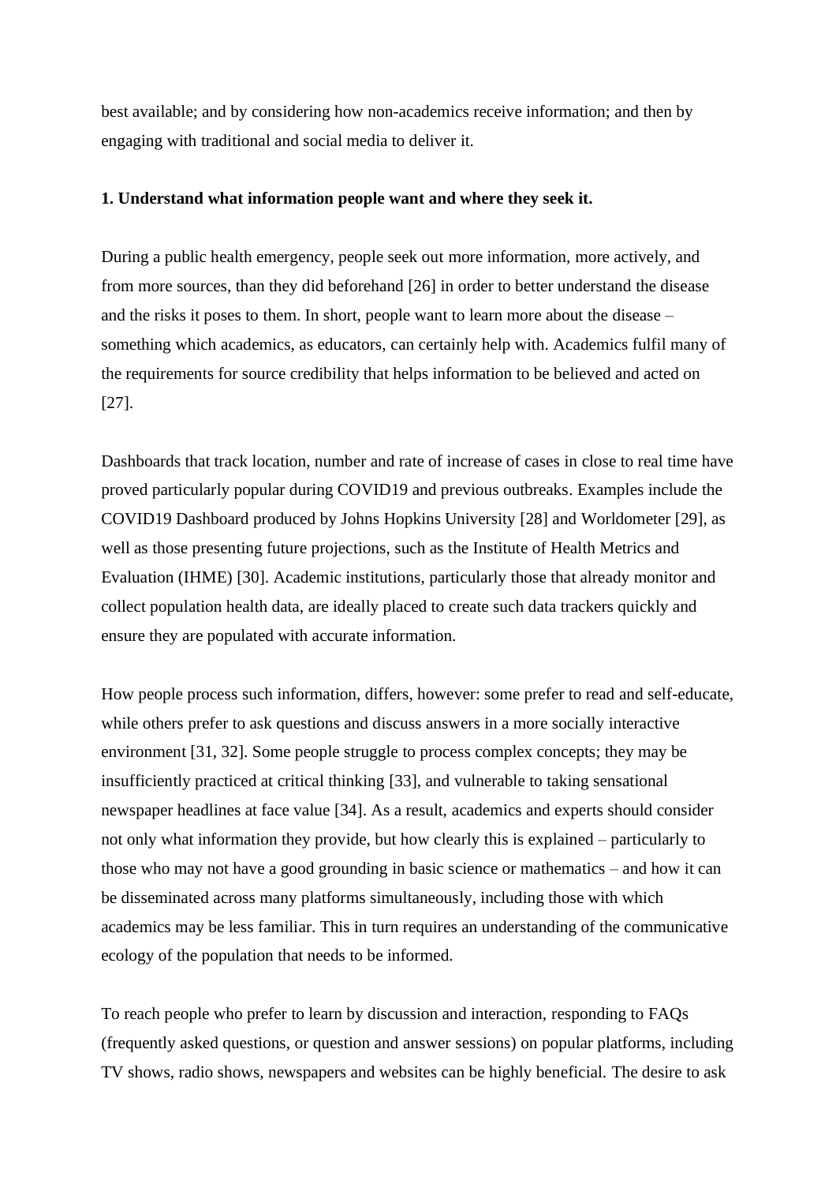best available; and by considering how non-academics receive information; and then by engaging with traditional and social media to deliver it.

**1. Understand what information people want and where they seek it.**

During a public health emergency, people seek out more information, more actively, and from more sources, than they did beforehand [26] in order to better understand the disease and the risks it poses to them. In short, people want to learn more about the disease – something which academics, as educators, can certainly help with. Academics fulfil many of the requirements for source credibility that helps information to be believed and acted on [27].

Dashboards that track location, number and rate of increase of cases in close to real time have proved particularly popular during COVID19 and previous outbreaks. Examples include the COVID19 Dashboard produced by Johns Hopkins University [28] and Worldometer [29], as well as those presenting future projections, such as the Institute of Health Metrics and Evaluation (IHME) [30]. Academic institutions, particularly those that already monitor and collect population health data, are ideally placed to create such data trackers quickly and ensure they are populated with accurate information.

How people process such information, differs, however: some prefer to read and self-educate, while others prefer to ask questions and discuss answers in a more socially interactive environment [31, 32]. Some people struggle to process complex concepts; they may be insufficiently practiced at critical thinking [33], and vulnerable to taking sensational newspaper headlines at face value [34]. As a result, academics and experts should consider not only what information they provide, but how clearly this is explained – particularly to those who may not have a good grounding in basic science or mathematics – and how it can be disseminated across many platforms simultaneously, including those with which academics may be less familiar. This in turn requires an understanding of the communicative ecology of the population that needs to be informed.

To reach people who prefer to learn by discussion and interaction, responding to FAQs (frequently asked questions, or question and answer sessions) on popular platforms, including TV shows, radio shows, newspapers and websites can be highly beneficial. The desire to ask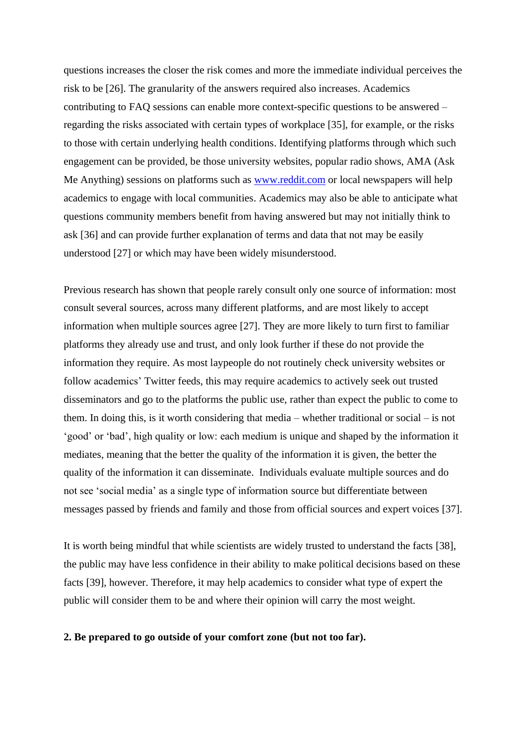questions increases the closer the risk comes and more the immediate individual perceives the risk to be [26]. The granularity of the answers required also increases. Academics contributing to FAQ sessions can enable more context-specific questions to be answered – regarding the risks associated with certain types of workplace [35], for example, or the risks to those with certain underlying health conditions. Identifying platforms through which such engagement can be provided, be those university websites, popular radio shows, AMA (Ask Me Anything) sessions on platforms such as www.reddit.com or local newspapers will help academics to engage with local communities. Academics may also be able to anticipate what questions community members benefit from having answered but may not initially think to ask [36] and can provide further explanation of terms and data that not may be easily understood [27] or which may have been widely misunderstood.

Previous research has shown that people rarely consult only one source of information: most consult several sources, across many different platforms, and are most likely to accept information when multiple sources agree [27]. They are more likely to turn first to familiar platforms they already use and trust, and only look further if these do not provide the information they require. As most laypeople do not routinely check university websites or follow academics' Twitter feeds, this may require academics to actively seek out trusted disseminators and go to the platforms the public use, rather than expect the public to come to them. In doing this, is it worth considering that media – whether traditional or social – is not 'good' or 'bad', high quality or low: each medium is unique and shaped by the information it mediates, meaning that the better the quality of the information it is given, the better the quality of the information it can disseminate. Individuals evaluate multiple sources and do not see 'social media' as a single type of information source but differentiate between messages passed by friends and family and those from official sources and expert voices [37].

It is worth being mindful that while scientists are widely trusted to understand the facts [38], the public may have less confidence in their ability to make political decisions based on these facts [39], however. Therefore, it may help academics to consider what type of expert the public will consider them to be and where their opinion will carry the most weight.

**2. Be prepared to go outside of your comfort zone (but not too far).**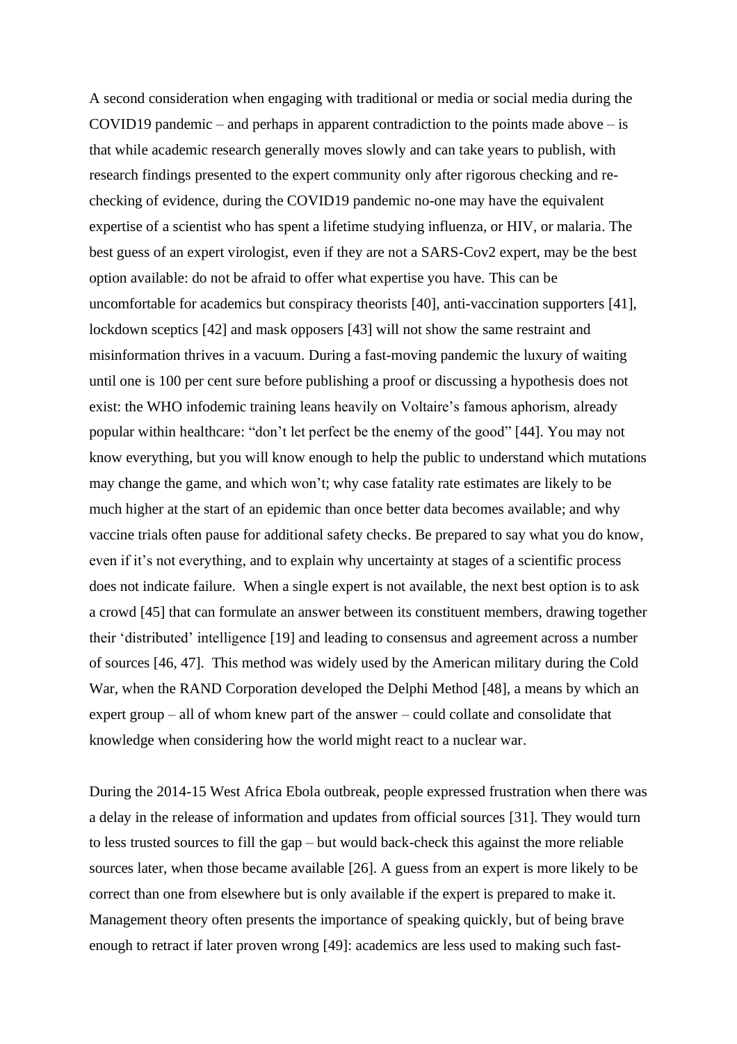A second consideration when engaging with traditional or media or social media during the COVID19 pandemic – and perhaps in apparent contradiction to the points made above – is that while academic research generally moves slowly and can take years to publish, with research findings presented to the expert community only after rigorous checking and re-checking of evidence, during the COVID19 pandemic no-one may have the equivalent expertise of a scientist who has spent a lifetime studying influenza, or HIV, or malaria. The best guess of an expert virologist, even if they are not a SARS-Cov2 expert, may be the best option available: do not be afraid to offer what expertise you have. This can be uncomfortable for academics but conspiracy theorists [40], anti-vaccination supporters [41], lockdown sceptics [42] and mask opposers [43] will not show the same restraint and misinformation thrives in a vacuum. During a fast-moving pandemic the luxury of waiting until one is 100 per cent sure before publishing a proof or discussing a hypothesis does not exist: the WHO infodemic training leans heavily on Voltaire's famous aphorism, already popular within healthcare: "don't let perfect be the enemy of the good" [44]. You may not know everything, but you will know enough to help the public to understand which mutations may change the game, and which won't; why case fatality rate estimates are likely to be much higher at the start of an epidemic than once better data becomes available; and why vaccine trials often pause for additional safety checks. Be prepared to say what you do know, even if it's not everything, and to explain why uncertainty at stages of a scientific process does not indicate failure. When a single expert is not available, the next best option is to ask a crowd [45] that can formulate an answer between its constituent members, drawing together their 'distributed' intelligence [19] and leading to consensus and agreement across a number of sources [46, 47]. This method was widely used by the American military during the Cold War, when the RAND Corporation developed the Delphi Method [48], a means by which an expert group – all of whom knew part of the answer – could collate and consolidate that knowledge when considering how the world might react to a nuclear war.

During the 2014-15 West Africa Ebola outbreak, people expressed frustration when there was a delay in the release of information and updates from official sources [31]. They would turn to less trusted sources to fill the gap – but would back-check this against the more reliable sources later, when those became available [26]. A guess from an expert is more likely to be correct than one from elsewhere but is only available if the expert is prepared to make it. Management theory often presents the importance of speaking quickly, but of being brave enough to retract if later proven wrong [49]: academics are less used to making such fast-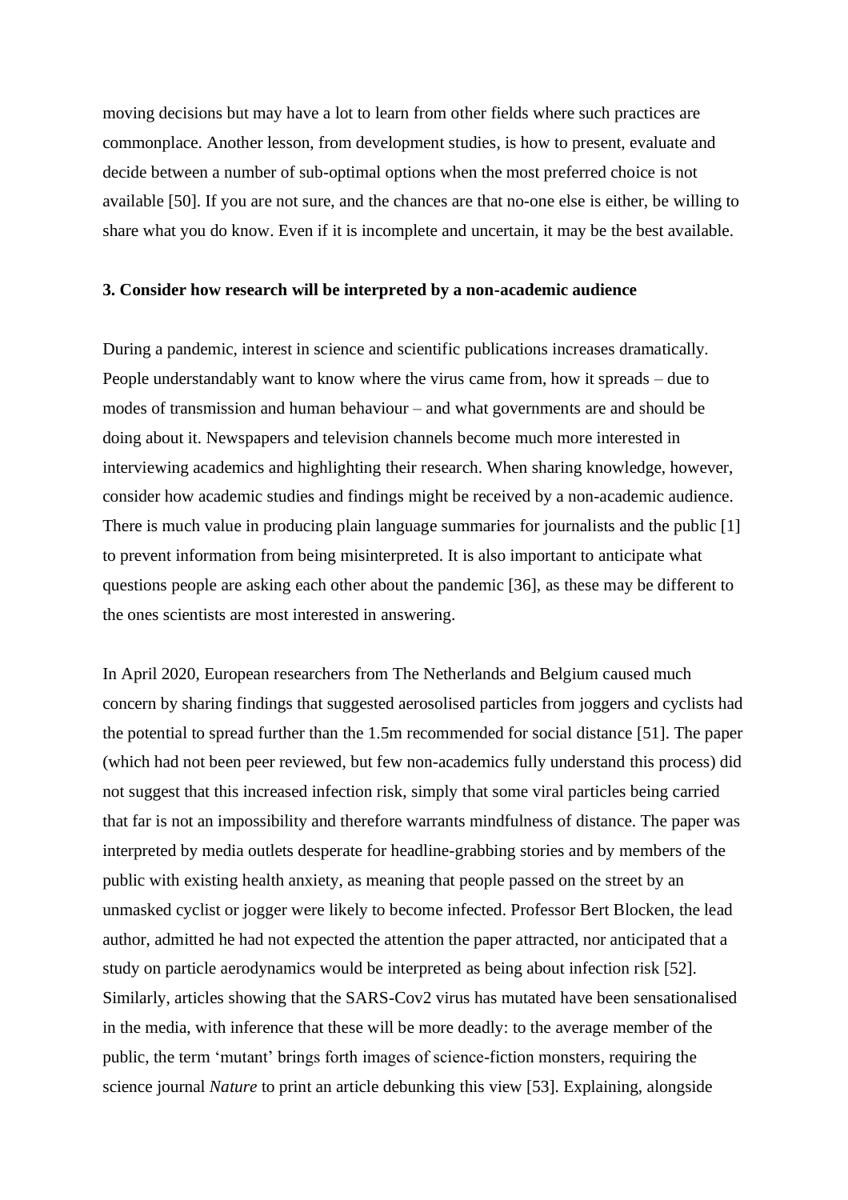moving decisions but may have a lot to learn from other fields where such practices are commonplace. Another lesson, from development studies, is how to present, evaluate and decide between a number of sub-optimal options when the most preferred choice is not available [50]. If you are not sure, and the chances are that no-one else is either, be willing to share what you do know. Even if it is incomplete and uncertain, it may be the best available.

### 3. Consider how research will be interpreted by a non-academic audience

During a pandemic, interest in science and scientific publications increases dramatically. People understandably want to know where the virus came from, how it spreads – due to modes of transmission and human behaviour – and what governments are and should be doing about it. Newspapers and television channels become much more interested in interviewing academics and highlighting their research. When sharing knowledge, however, consider how academic studies and findings might be received by a non-academic audience. There is much value in producing plain language summaries for journalists and the public [1] to prevent information from being misinterpreted. It is also important to anticipate what questions people are asking each other about the pandemic [36], as these may be different to the ones scientists are most interested in answering.

In April 2020, European researchers from The Netherlands and Belgium caused much concern by sharing findings that suggested aerosolised particles from joggers and cyclists had the potential to spread further than the 1.5m recommended for social distance [51]. The paper (which had not been peer reviewed, but few non-academics fully understand this process) did not suggest that this increased infection risk, simply that some viral particles being carried that far is not an impossibility and therefore warrants mindfulness of distance. The paper was interpreted by media outlets desperate for headline-grabbing stories and by members of the public with existing health anxiety, as meaning that people passed on the street by an unmasked cyclist or jogger were likely to become infected. Professor Bert Blocken, the lead author, admitted he had not expected the attention the paper attracted, nor anticipated that a study on particle aerodynamics would be interpreted as being about infection risk [52]. Similarly, articles showing that the SARS-Cov2 virus has mutated have been sensationalised in the media, with inference that these will be more deadly: to the average member of the public, the term 'mutant' brings forth images of science-fiction monsters, requiring the science journal *Nature* to print an article debunking this view [53]. Explaining, alongside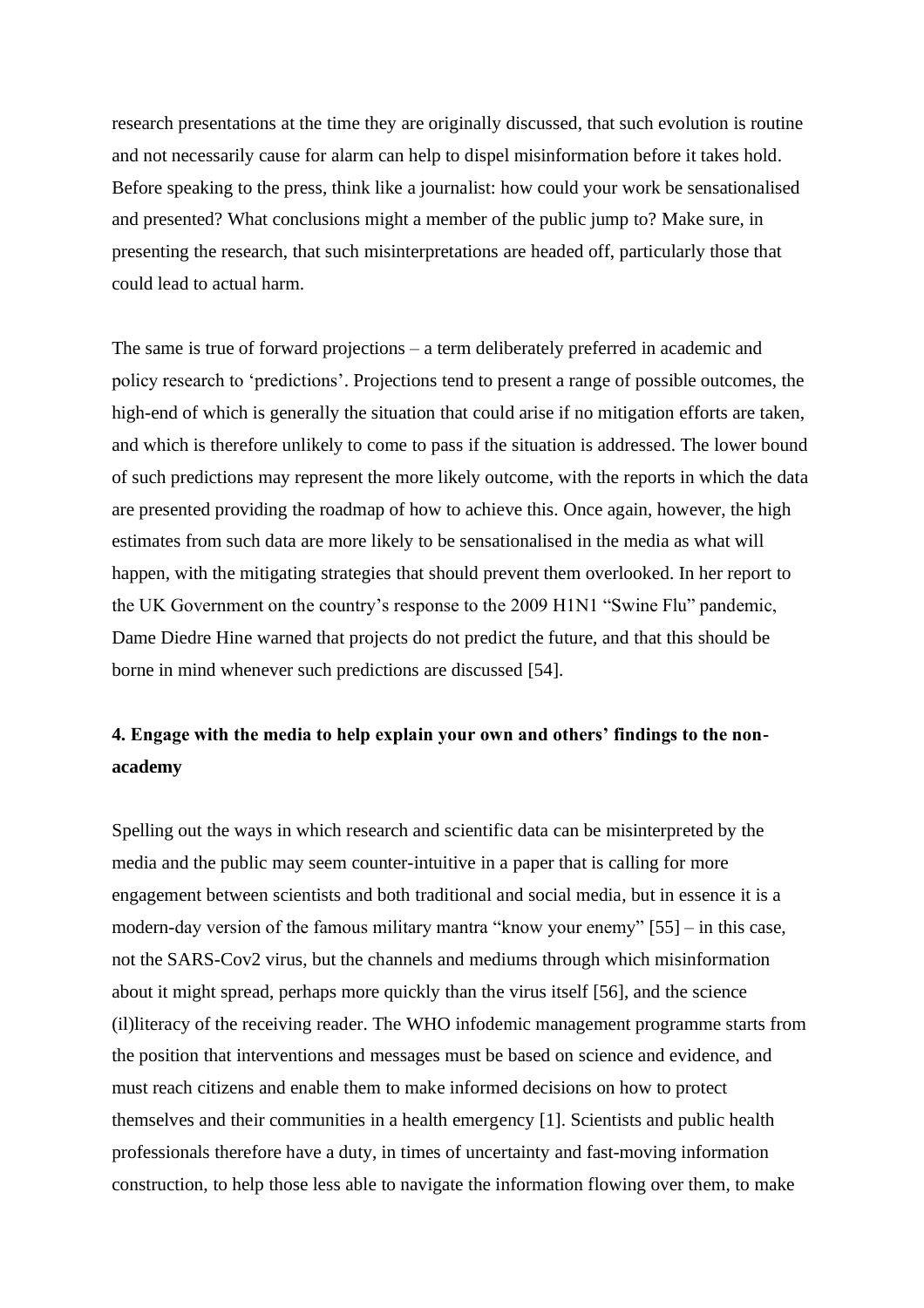research presentations at the time they are originally discussed, that such evolution is routine and not necessarily cause for alarm can help to dispel misinformation before it takes hold. Before speaking to the press, think like a journalist: how could your work be sensationalised and presented? What conclusions might a member of the public jump to? Make sure, in presenting the research, that such misinterpretations are headed off, particularly those that could lead to actual harm.

The same is true of forward projections – a term deliberately preferred in academic and policy research to 'predictions'. Projections tend to present a range of possible outcomes, the high-end of which is generally the situation that could arise if no mitigation efforts are taken, and which is therefore unlikely to come to pass if the situation is addressed. The lower bound of such predictions may represent the more likely outcome, with the reports in which the data are presented providing the roadmap of how to achieve this. Once again, however, the high estimates from such data are more likely to be sensationalised in the media as what will happen, with the mitigating strategies that should prevent them overlooked. In her report to the UK Government on the country's response to the 2009 H1N1 "Swine Flu" pandemic, Dame Diedre Hine warned that projects do not predict the future, and that this should be borne in mind whenever such predictions are discussed [54].

### 4. Engage with the media to help explain your own and others' findings to the non-academy

Spelling out the ways in which research and scientific data can be misinterpreted by the media and the public may seem counter-intuitive in a paper that is calling for more engagement between scientists and both traditional and social media, but in essence it is a modern-day version of the famous military mantra "know your enemy" [55] – in this case, not the SARS-Cov2 virus, but the channels and mediums through which misinformation about it might spread, perhaps more quickly than the virus itself [56], and the science (il)literacy of the receiving reader. The WHO infodemic management programme starts from the position that interventions and messages must be based on science and evidence, and must reach citizens and enable them to make informed decisions on how to protect themselves and their communities in a health emergency [1]. Scientists and public health professionals therefore have a duty, in times of uncertainty and fast-moving information construction, to help those less able to navigate the information flowing over them, to make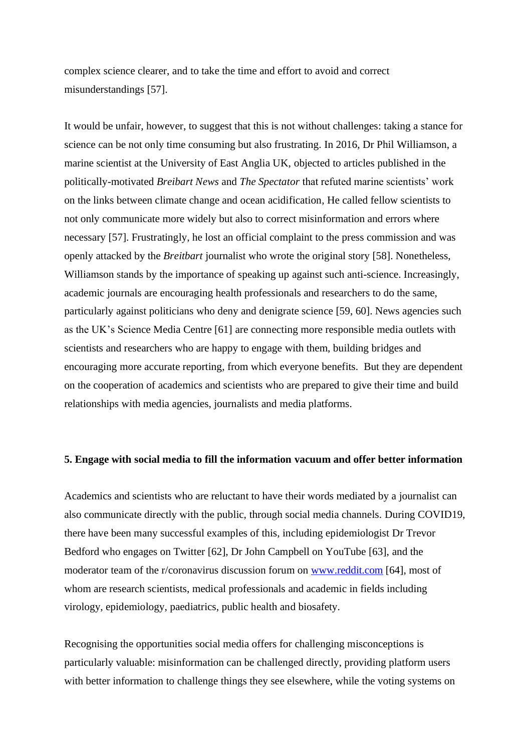complex science clearer, and to take the time and effort to avoid and correct misunderstandings [57].

It would be unfair, however, to suggest that this is not without challenges: taking a stance for science can be not only time consuming but also frustrating. In 2016, Dr Phil Williamson, a marine scientist at the University of East Anglia UK, objected to articles published in the politically-motivated *Breibart News* and *The Spectator* that refuted marine scientists' work on the links between climate change and ocean acidification, He called fellow scientists to not only communicate more widely but also to correct misinformation and errors where necessary [57]. Frustratingly, he lost an official complaint to the press commission and was openly attacked by the *Breitbart* journalist who wrote the original story [58]. Nonetheless, Williamson stands by the importance of speaking up against such anti-science. Increasingly, academic journals are encouraging health professionals and researchers to do the same, particularly against politicians who deny and denigrate science [59, 60]. News agencies such as the UK's Science Media Centre [61] are connecting more responsible media outlets with scientists and researchers who are happy to engage with them, building bridges and encouraging more accurate reporting, from which everyone benefits.  But they are dependent on the cooperation of academics and scientists who are prepared to give their time and build relationships with media agencies, journalists and media platforms.

**5. Engage with social media to fill the information vacuum and offer better information**

Academics and scientists who are reluctant to have their words mediated by a journalist can also communicate directly with the public, through social media channels. During COVID19, there have been many successful examples of this, including epidemiologist Dr Trevor Bedford who engages on Twitter [62], Dr John Campbell on YouTube [63], and the moderator team of the r/coronavirus discussion forum on [www.reddit.com](www.reddit.com) [64], most of whom are research scientists, medical professionals and academic in fields including virology, epidemiology, paediatrics, public health and biosafety.

Recognising the opportunities social media offers for challenging misconceptions is particularly valuable: misinformation can be challenged directly, providing platform users with better information to challenge things they see elsewhere, while the voting systems on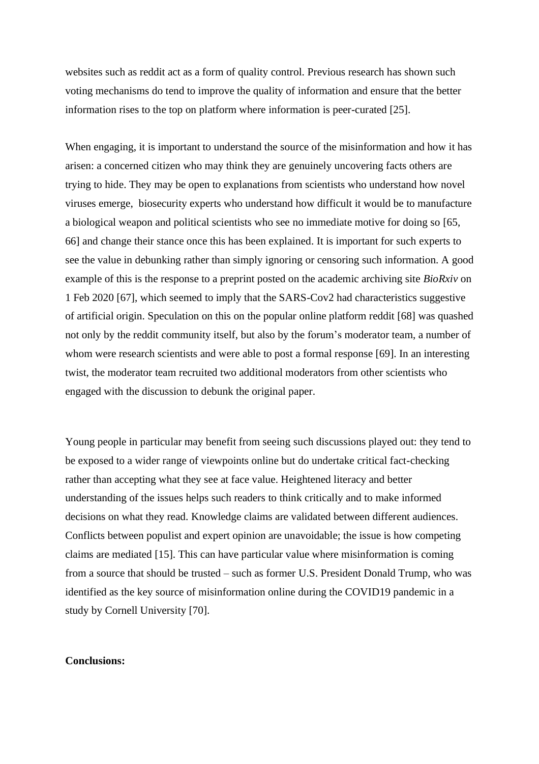websites such as reddit act as a form of quality control. Previous research has shown such voting mechanisms do tend to improve the quality of information and ensure that the better information rises to the top on platform where information is peer-curated [25].

When engaging, it is important to understand the source of the misinformation and how it has arisen: a concerned citizen who may think they are genuinely uncovering facts others are trying to hide. They may be open to explanations from scientists who understand how novel viruses emerge,  biosecurity experts who understand how difficult it would be to manufacture a biological weapon and political scientists who see no immediate motive for doing so [65, 66] and change their stance once this has been explained. It is important for such experts to see the value in debunking rather than simply ignoring or censoring such information. A good example of this is the response to a preprint posted on the academic archiving site *BioRxiv* on 1 Feb 2020 [67], which seemed to imply that the SARS-Cov2 had characteristics suggestive of artificial origin. Speculation on this on the popular online platform reddit [68] was quashed not only by the reddit community itself, but also by the forum's moderator team, a number of whom were research scientists and were able to post a formal response [69]. In an interesting twist, the moderator team recruited two additional moderators from other scientists who engaged with the discussion to debunk the original paper.

Young people in particular may benefit from seeing such discussions played out: they tend to be exposed to a wider range of viewpoints online but do undertake critical fact-checking rather than accepting what they see at face value. Heightened literacy and better understanding of the issues helps such readers to think critically and to make informed decisions on what they read. Knowledge claims are validated between different audiences. Conflicts between populist and expert opinion are unavoidable; the issue is how competing claims are mediated [15]. This can have particular value where misinformation is coming from a source that should be trusted – such as former U.S. President Donald Trump, who was identified as the key source of misinformation online during the COVID19 pandemic in a study by Cornell University [70].

**Conclusions:**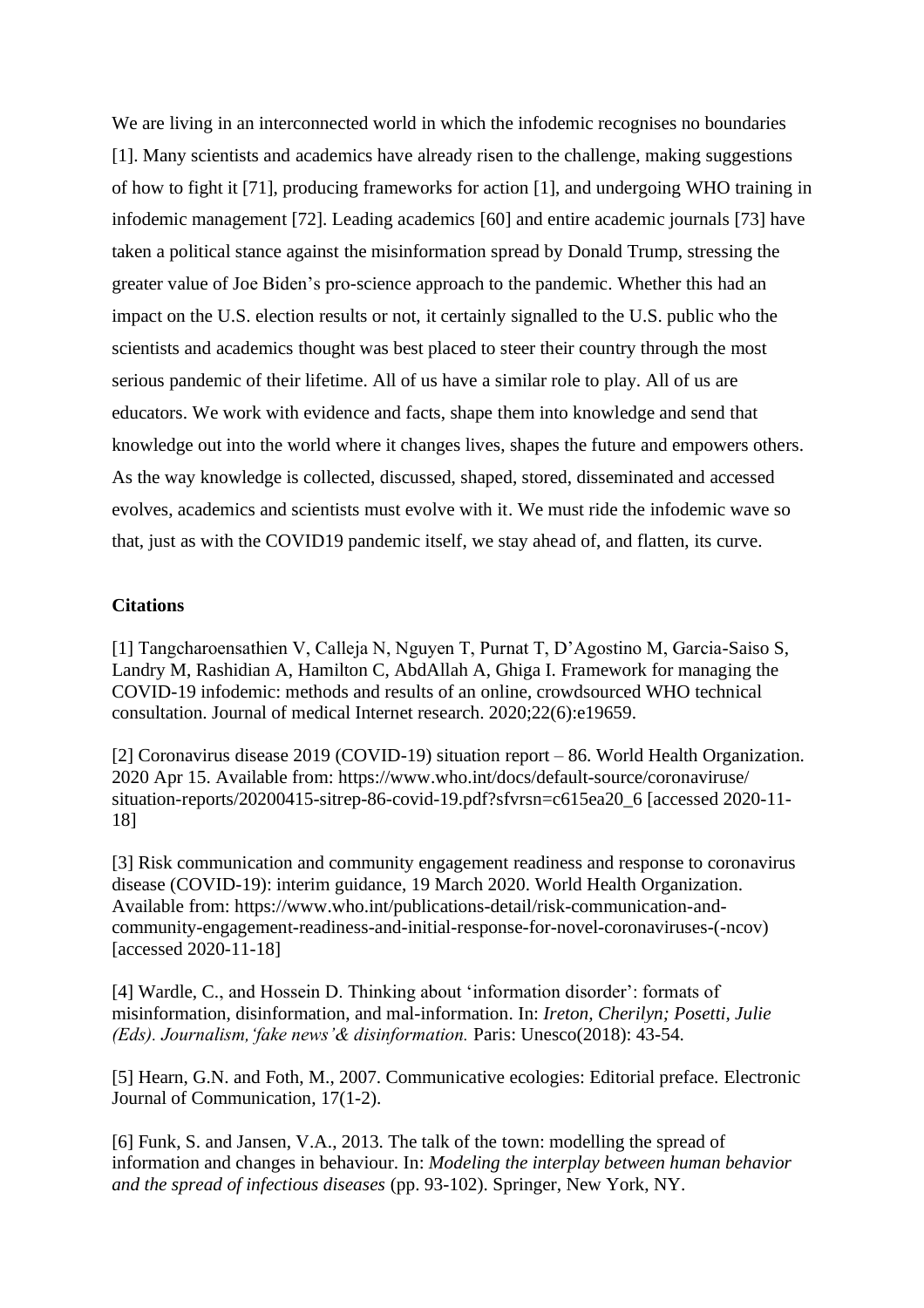We are living in an interconnected world in which the infodemic recognises no boundaries [1]. Many scientists and academics have already risen to the challenge, making suggestions of how to fight it [71], producing frameworks for action [1], and undergoing WHO training in infodemic management [72]. Leading academics [60] and entire academic journals [73] have taken a political stance against the misinformation spread by Donald Trump, stressing the greater value of Joe Biden's pro-science approach to the pandemic. Whether this had an impact on the U.S. election results or not, it certainly signalled to the U.S. public who the scientists and academics thought was best placed to steer their country through the most serious pandemic of their lifetime. All of us have a similar role to play. All of us are educators. We work with evidence and facts, shape them into knowledge and send that knowledge out into the world where it changes lives, shapes the future and empowers others. As the way knowledge is collected, discussed, shaped, stored, disseminated and accessed evolves, academics and scientists must evolve with it. We must ride the infodemic wave so that, just as with the COVID19 pandemic itself, we stay ahead of, and flatten, its curve.

**Citations**

[1] Tangcharoensathien V, Calleja N, Nguyen T, Purnat T, D'Agostino M, Garcia-Saiso S, Landry M, Rashidian A, Hamilton C, AbdAllah A, Ghiga I. Framework for managing the COVID-19 infodemic: methods and results of an online, crowdsourced WHO technical consultation. Journal of medical Internet research. 2020;22(6):e19659.

[2] Coronavirus disease 2019 (COVID-19) situation report – 86. World Health Organization. 2020 Apr 15. Available from: https://www.who.int/docs/default-source/coronaviruse/situation-reports/20200415-sitrep-86-covid-19.pdf?sfvrsn=c615ea20_6 [accessed 2020-11-18]

[3] Risk communication and community engagement readiness and response to coronavirus disease (COVID-19): interim guidance, 19 March 2020. World Health Organization. Available from: https://www.who.int/publications-detail/risk-communication-and-community-engagement-readiness-and-initial-response-for-novel-coronaviruses-(-ncov) [accessed 2020-11-18]

[4] Wardle, C., and Hossein D. Thinking about 'information disorder': formats of misinformation, disinformation, and mal-information. In: *Ireton, Cherilyn; Posetti, Julie (Eds). Journalism,'fake news'& disinformation.* Paris: Unesco(2018): 43-54.

[5] Hearn, G.N. and Foth, M., 2007. Communicative ecologies: Editorial preface. Electronic Journal of Communication, 17(1-2).

[6] Funk, S. and Jansen, V.A., 2013. The talk of the town: modelling the spread of information and changes in behaviour. In: *Modeling the interplay between human behavior and the spread of infectious diseases* (pp. 93-102). Springer, New York, NY.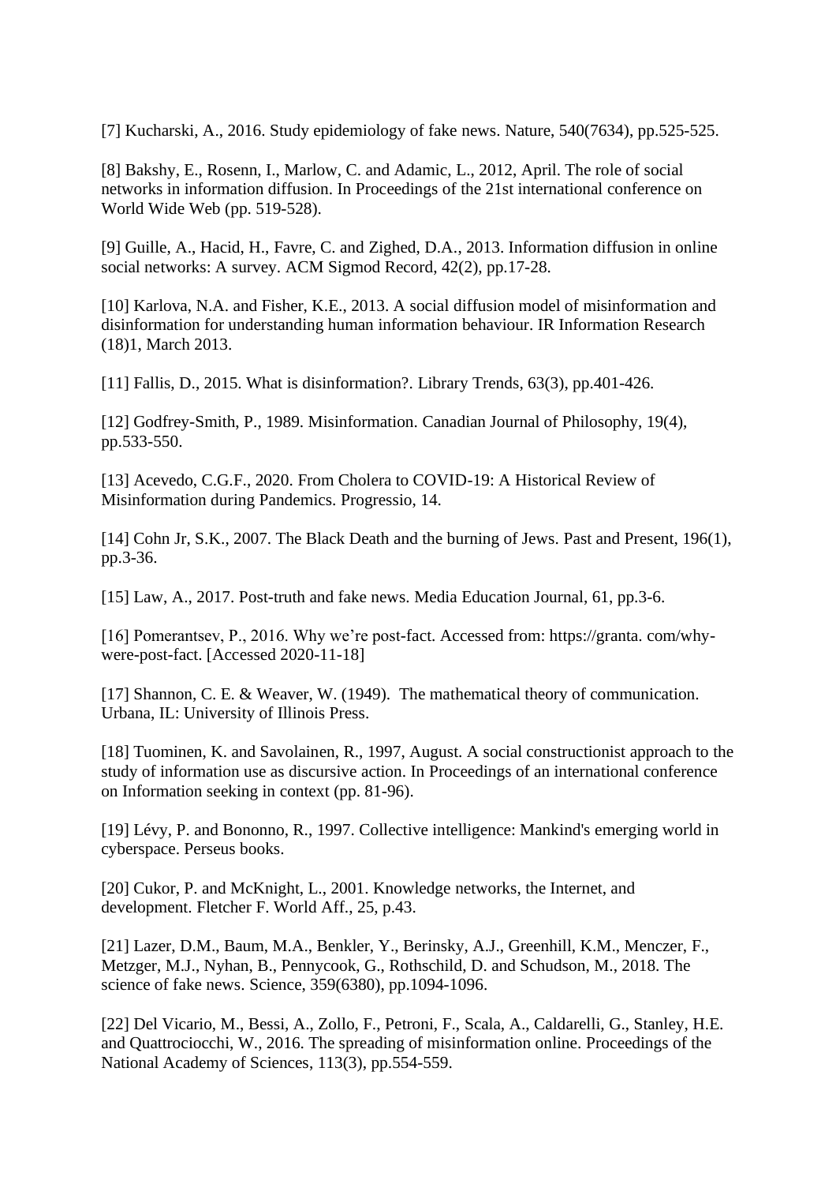[7] Kucharski, A., 2016. Study epidemiology of fake news. Nature, 540(7634), pp.525-525.

[8] Bakshy, E., Rosenn, I., Marlow, C. and Adamic, L., 2012, April. The role of social networks in information diffusion. In Proceedings of the 21st international conference on World Wide Web (pp. 519-528).

[9] Guille, A., Hacid, H., Favre, C. and Zighed, D.A., 2013. Information diffusion in online social networks: A survey. ACM Sigmod Record, 42(2), pp.17-28.

[10] Karlova, N.A. and Fisher, K.E., 2013. A social diffusion model of misinformation and disinformation for understanding human information behaviour. IR Information Research (18)1, March 2013.

[11] Fallis, D., 2015. What is disinformation?. Library Trends, 63(3), pp.401-426.

[12] Godfrey-Smith, P., 1989. Misinformation. Canadian Journal of Philosophy, 19(4), pp.533-550.

[13] Acevedo, C.G.F., 2020. From Cholera to COVID-19: A Historical Review of Misinformation during Pandemics. Progressio, 14.

[14] Cohn Jr, S.K., 2007. The Black Death and the burning of Jews. Past and Present, 196(1), pp.3-36.

[15] Law, A., 2017. Post-truth and fake news. Media Education Journal, 61, pp.3-6.

[16] Pomerantsev, P., 2016. Why we're post-fact. Accessed from: https://granta. com/why-were-post-fact. [Accessed 2020-11-18]

[17] Shannon, C. E. & Weaver, W. (1949). The mathematical theory of communication. Urbana, IL: University of Illinois Press.

[18] Tuominen, K. and Savolainen, R., 1997, August. A social constructionist approach to the study of information use as discursive action. In Proceedings of an international conference on Information seeking in context (pp. 81-96).

[19] Lévy, P. and Bononno, R., 1997. Collective intelligence: Mankind's emerging world in cyberspace. Perseus books.

[20] Cukor, P. and McKnight, L., 2001. Knowledge networks, the Internet, and development. Fletcher F. World Aff., 25, p.43.

[21] Lazer, D.M., Baum, M.A., Benkler, Y., Berinsky, A.J., Greenhill, K.M., Menczer, F., Metzger, M.J., Nyhan, B., Pennycook, G., Rothschild, D. and Schudson, M., 2018. The science of fake news. Science, 359(6380), pp.1094-1096.

[22] Del Vicario, M., Bessi, A., Zollo, F., Petroni, F., Scala, A., Caldarelli, G., Stanley, H.E. and Quattrociocchi, W., 2016. The spreading of misinformation online. Proceedings of the National Academy of Sciences, 113(3), pp.554-559.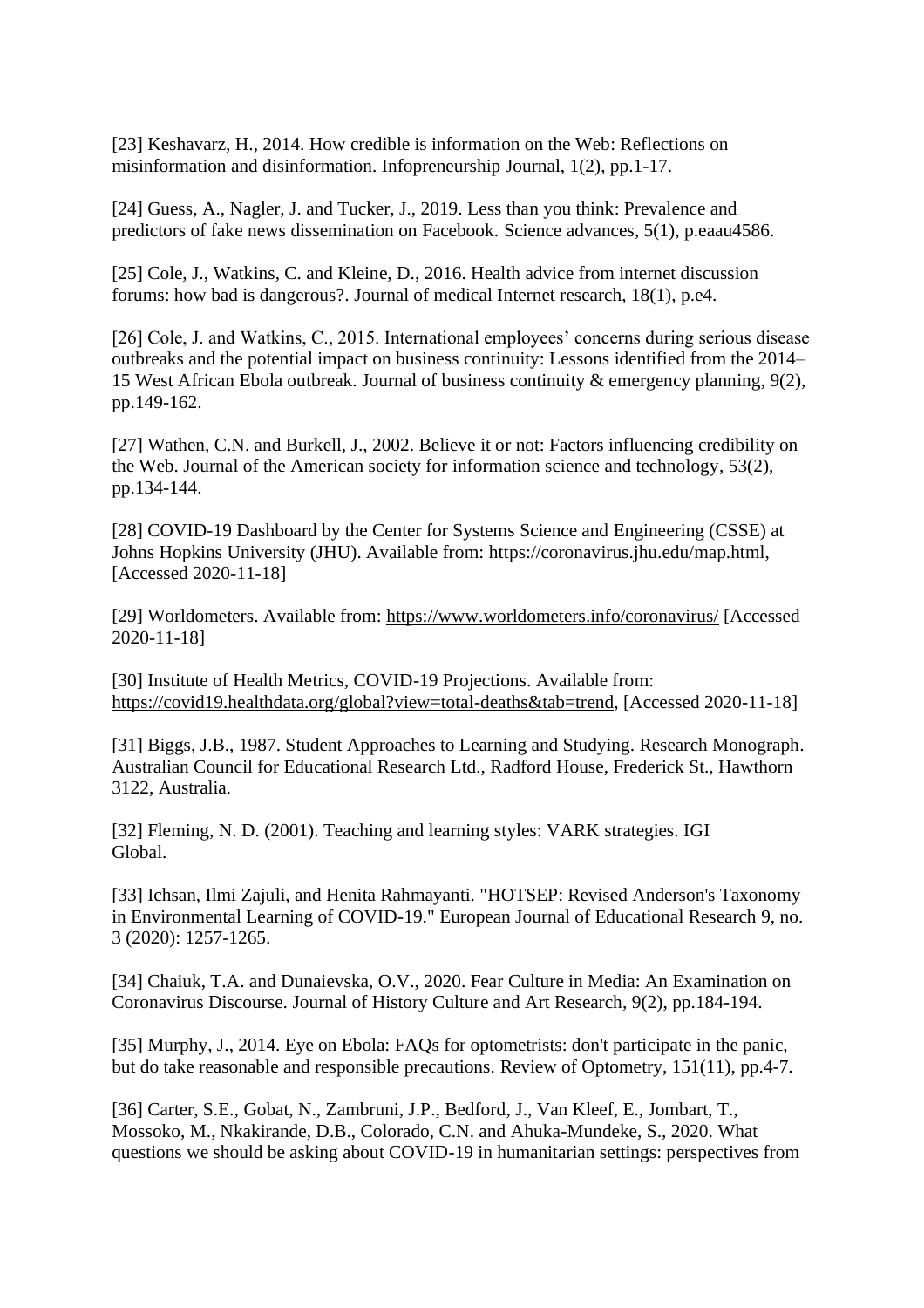[23] Keshavarz, H., 2014. How credible is information on the Web: Reflections on misinformation and disinformation. Infopreneurship Journal, 1(2), pp.1-17.

[24] Guess, A., Nagler, J. and Tucker, J., 2019. Less than you think: Prevalence and predictors of fake news dissemination on Facebook. Science advances, 5(1), p.eaau4586.

[25] Cole, J., Watkins, C. and Kleine, D., 2016. Health advice from internet discussion forums: how bad is dangerous?. Journal of medical Internet research, 18(1), p.e4.

[26] Cole, J. and Watkins, C., 2015. International employees' concerns during serious disease outbreaks and the potential impact on business continuity: Lessons identified from the 2014–15 West African Ebola outbreak. Journal of business continuity & emergency planning, 9(2), pp.149-162.

[27] Wathen, C.N. and Burkell, J., 2002. Believe it or not: Factors influencing credibility on the Web. Journal of the American society for information science and technology, 53(2), pp.134-144.

[28] COVID-19 Dashboard by the Center for Systems Science and Engineering (CSSE) at Johns Hopkins University (JHU). Available from: https://coronavirus.jhu.edu/map.html, [Accessed 2020-11-18]

[29] Worldometers. Available from: https://www.worldometers.info/coronavirus/ [Accessed 2020-11-18]

[30] Institute of Health Metrics, COVID-19 Projections. Available from: https://covid19.healthdata.org/global?view=total-deaths&tab=trend, [Accessed 2020-11-18]

[31] Biggs, J.B., 1987. Student Approaches to Learning and Studying. Research Monograph. Australian Council for Educational Research Ltd., Radford House, Frederick St., Hawthorn 3122, Australia.

[32] Fleming, N. D. (2001). Teaching and learning styles: VARK strategies. IGI Global.

[33] Ichsan, Ilmi Zajuli, and Henita Rahmayanti. "HOTSEP: Revised Anderson's Taxonomy in Environmental Learning of COVID-19." European Journal of Educational Research 9, no. 3 (2020): 1257-1265.

[34] Chaiuk, T.A. and Dunaievska, O.V., 2020. Fear Culture in Media: An Examination on Coronavirus Discourse. Journal of History Culture and Art Research, 9(2), pp.184-194.

[35] Murphy, J., 2014. Eye on Ebola: FAQs for optometrists: don't participate in the panic, but do take reasonable and responsible precautions. Review of Optometry, 151(11), pp.4-7.

[36] Carter, S.E., Gobat, N., Zambruni, J.P., Bedford, J., Van Kleef, E., Jombart, T., Mossoko, M., Nkakirande, D.B., Colorado, C.N. and Ahuka-Mundeke, S., 2020. What questions we should be asking about COVID-19 in humanitarian settings: perspectives from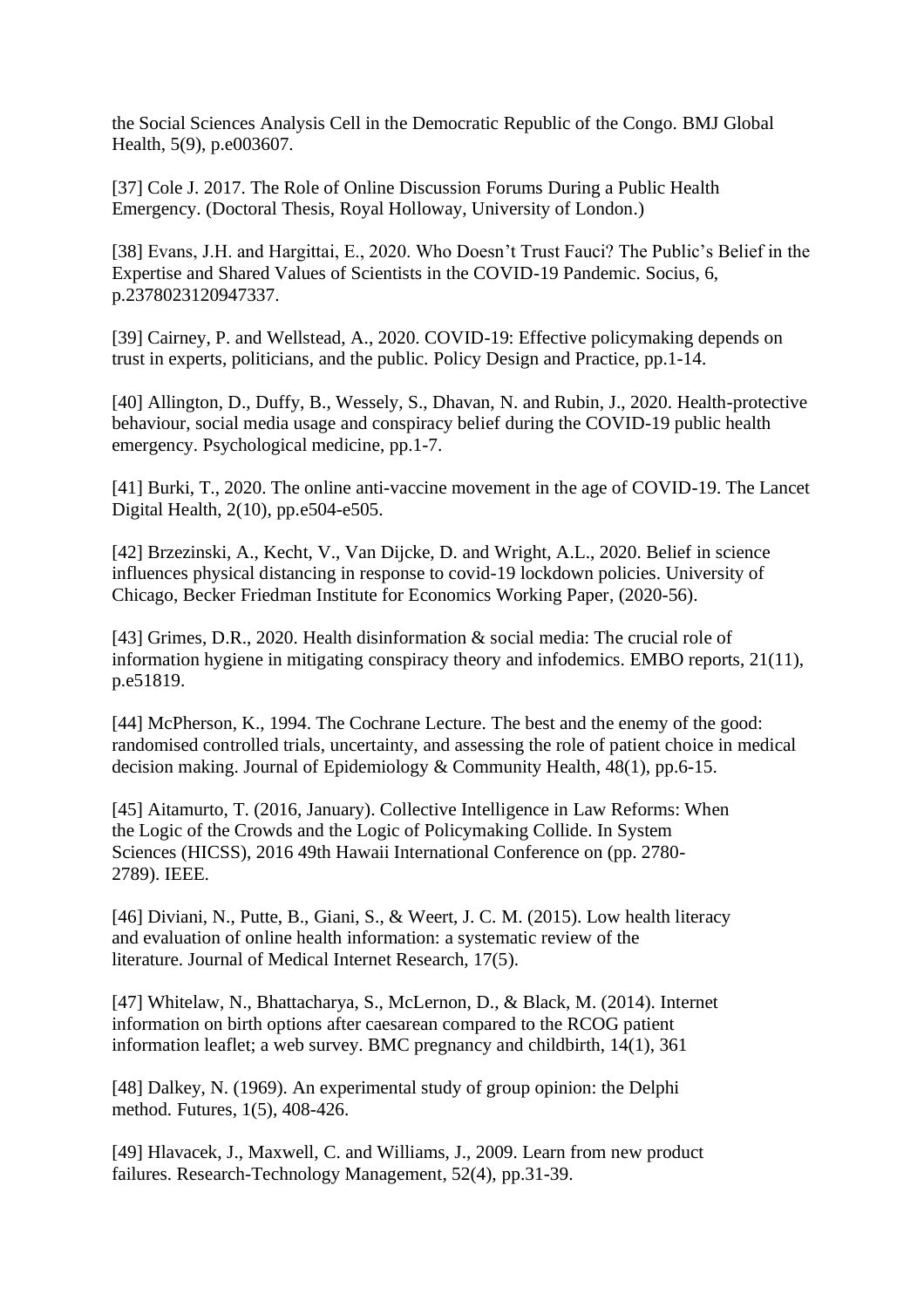the Social Sciences Analysis Cell in the Democratic Republic of the Congo. BMJ Global Health, 5(9), p.e003607.

[37] Cole J. 2017. The Role of Online Discussion Forums During a Public Health Emergency. (Doctoral Thesis, Royal Holloway, University of London.)

[38] Evans, J.H. and Hargittai, E., 2020. Who Doesn't Trust Fauci? The Public's Belief in the Expertise and Shared Values of Scientists in the COVID-19 Pandemic. Socius, 6, p.2378023120947337.

[39] Cairney, P. and Wellstead, A., 2020. COVID-19: Effective policymaking depends on trust in experts, politicians, and the public. Policy Design and Practice, pp.1-14.

[40] Allington, D., Duffy, B., Wessely, S., Dhavan, N. and Rubin, J., 2020. Health-protective behaviour, social media usage and conspiracy belief during the COVID-19 public health emergency. Psychological medicine, pp.1-7.

[41] Burki, T., 2020. The online anti-vaccine movement in the age of COVID-19. The Lancet Digital Health, 2(10), pp.e504-e505.

[42] Brzezinski, A., Kecht, V., Van Dijcke, D. and Wright, A.L., 2020. Belief in science influences physical distancing in response to covid-19 lockdown policies. University of Chicago, Becker Friedman Institute for Economics Working Paper, (2020-56).

[43] Grimes, D.R., 2020. Health disinformation & social media: The crucial role of information hygiene in mitigating conspiracy theory and infodemics. EMBO reports, 21(11), p.e51819.

[44] McPherson, K., 1994. The Cochrane Lecture. The best and the enemy of the good: randomised controlled trials, uncertainty, and assessing the role of patient choice in medical decision making. Journal of Epidemiology & Community Health, 48(1), pp.6-15.

[45] Aitamurto, T. (2016, January). Collective Intelligence in Law Reforms: When the Logic of the Crowds and the Logic of Policymaking Collide. In System Sciences (HICSS), 2016 49th Hawaii International Conference on (pp. 2780-2789). IEEE.

[46] Diviani, N., Putte, B., Giani, S., & Weert, J. C. M. (2015). Low health literacy and evaluation of online health information: a systematic review of the literature. Journal of Medical Internet Research, 17(5).

[47] Whitelaw, N., Bhattacharya, S., McLernon, D., & Black, M. (2014). Internet information on birth options after caesarean compared to the RCOG patient information leaflet; a web survey. BMC pregnancy and childbirth, 14(1), 361

[48] Dalkey, N. (1969). An experimental study of group opinion: the Delphi method. Futures, 1(5), 408-426.

[49] Hlavacek, J., Maxwell, C. and Williams, J., 2009. Learn from new product failures. Research-Technology Management, 52(4), pp.31-39.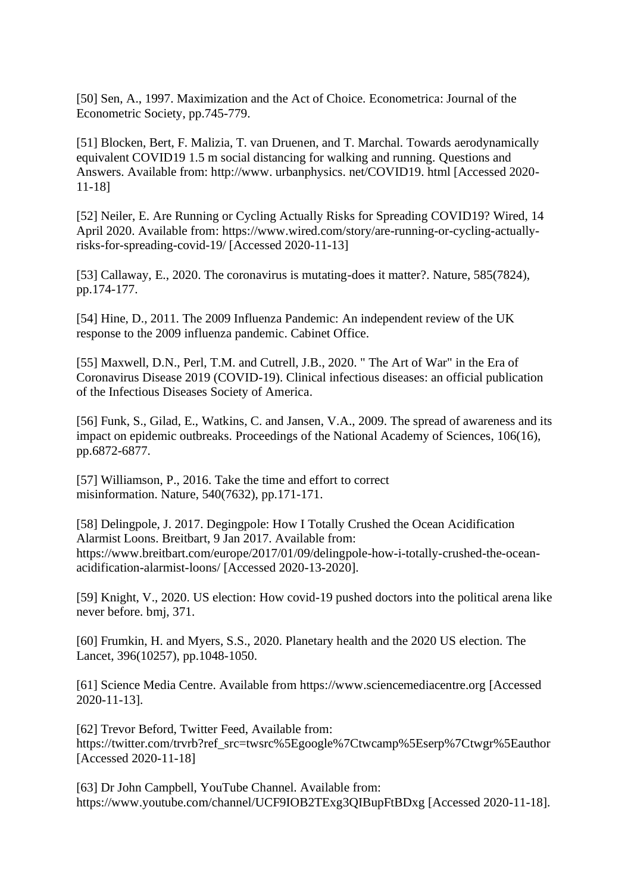[50] Sen, A., 1997. Maximization and the Act of Choice. Econometrica: Journal of the Econometric Society, pp.745-779.

[51] Blocken, Bert, F. Malizia, T. van Druenen, and T. Marchal. Towards aerodynamically equivalent COVID19 1.5 m social distancing for walking and running. Questions and Answers. Available from: http://www. urbanphysics. net/COVID19. html [Accessed 2020-11-18]

[52] Neiler, E. Are Running or Cycling Actually Risks for Spreading COVID19? Wired, 14 April 2020. Available from: https://www.wired.com/story/are-running-or-cycling-actually-risks-for-spreading-covid-19/ [Accessed 2020-11-13]

[53] Callaway, E., 2020. The coronavirus is mutating-does it matter?. Nature, 585(7824), pp.174-177.

[54] Hine, D., 2011. The 2009 Influenza Pandemic: An independent review of the UK response to the 2009 influenza pandemic. Cabinet Office.

[55] Maxwell, D.N., Perl, T.M. and Cutrell, J.B., 2020. " The Art of War" in the Era of Coronavirus Disease 2019 (COVID-19). Clinical infectious diseases: an official publication of the Infectious Diseases Society of America.

[56] Funk, S., Gilad, E., Watkins, C. and Jansen, V.A., 2009. The spread of awareness and its impact on epidemic outbreaks. Proceedings of the National Academy of Sciences, 106(16), pp.6872-6877.

[57] Williamson, P., 2016. Take the time and effort to correct misinformation. Nature, 540(7632), pp.171-171.

[58] Delingpole, J. 2017. Degingpole: How I Totally Crushed the Ocean Acidification Alarmist Loons. Breitbart, 9 Jan 2017. Available from: https://www.breitbart.com/europe/2017/01/09/delingpole-how-i-totally-crushed-the-ocean-acidification-alarmist-loons/ [Accessed 2020-13-2020].

[59] Knight, V., 2020. US election: How covid-19 pushed doctors into the political arena like never before. bmj, 371.

[60] Frumkin, H. and Myers, S.S., 2020. Planetary health and the 2020 US election. The Lancet, 396(10257), pp.1048-1050.

[61] Science Media Centre. Available from https://www.sciencemediacentre.org [Accessed 2020-11-13].

[62] Trevor Beford, Twitter Feed, Available from: https://twitter.com/trvrb?ref_src=twsrc%5Egoogle%7Ctwcamp%5Eserp%7Ctwgr%5Eauthor [Accessed 2020-11-18]

[63] Dr John Campbell, YouTube Channel. Available from: https://www.youtube.com/channel/UCF9IOB2TExg3QIBupFtBDxg [Accessed 2020-11-18].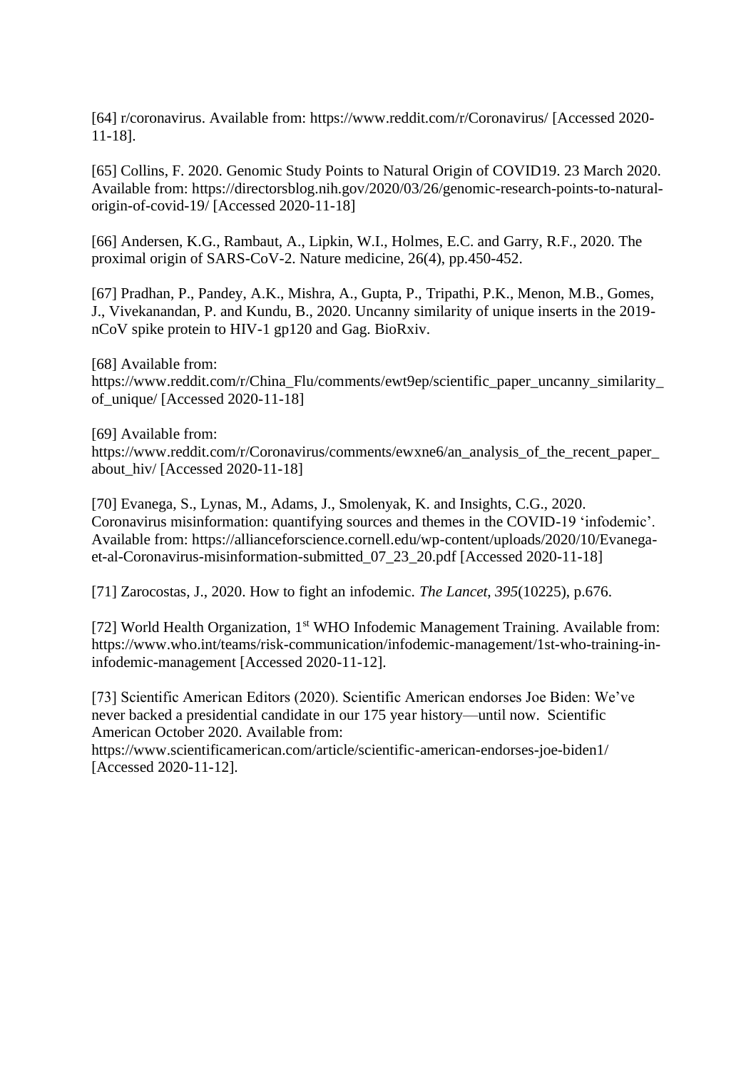[64] r/coronavirus. Available from: https://www.reddit.com/r/Coronavirus/ [Accessed 2020-11-18].

[65] Collins, F. 2020. Genomic Study Points to Natural Origin of COVID19. 23 March 2020. Available from: https://directorsblog.nih.gov/2020/03/26/genomic-research-points-to-natural-origin-of-covid-19/ [Accessed 2020-11-18]

[66] Andersen, K.G., Rambaut, A., Lipkin, W.I., Holmes, E.C. and Garry, R.F., 2020. The proximal origin of SARS-CoV-2. Nature medicine, 26(4), pp.450-452.

[67] Pradhan, P., Pandey, A.K., Mishra, A., Gupta, P., Tripathi, P.K., Menon, M.B., Gomes, J., Vivekanandan, P. and Kundu, B., 2020. Uncanny similarity of unique inserts in the 2019-nCoV spike protein to HIV-1 gp120 and Gag. BioRxiv.

[68] Available from: https://www.reddit.com/r/China_Flu/comments/ewt9ep/scientific_paper_uncanny_similarity_of_unique/ [Accessed 2020-11-18]

[69] Available from: https://www.reddit.com/r/Coronavirus/comments/ewxne6/an_analysis_of_the_recent_paper_about_hiv/ [Accessed 2020-11-18]

[70] Evanega, S., Lynas, M., Adams, J., Smolenyak, K. and Insights, C.G., 2020. Coronavirus misinformation: quantifying sources and themes in the COVID-19 'infodemic'. Available from: https://allianceforscience.cornell.edu/wp-content/uploads/2020/10/Evanega-et-al-Coronavirus-misinformation-submitted_07_23_20.pdf [Accessed 2020-11-18]

[71] Zarocostas, J., 2020. How to fight an infodemic. *The Lancet*, *395*(10225), p.676.

[72] World Health Organization, 1st WHO Infodemic Management Training. Available from: https://www.who.int/teams/risk-communication/infodemic-management/1st-who-training-in-infodemic-management [Accessed 2020-11-12].

[73] Scientific American Editors (2020). Scientific American endorses Joe Biden: We've never backed a presidential candidate in our 175 year history—until now. Scientific American October 2020. Available from: https://www.scientificamerican.com/article/scientific-american-endorses-joe-biden1/ [Accessed 2020-11-12].